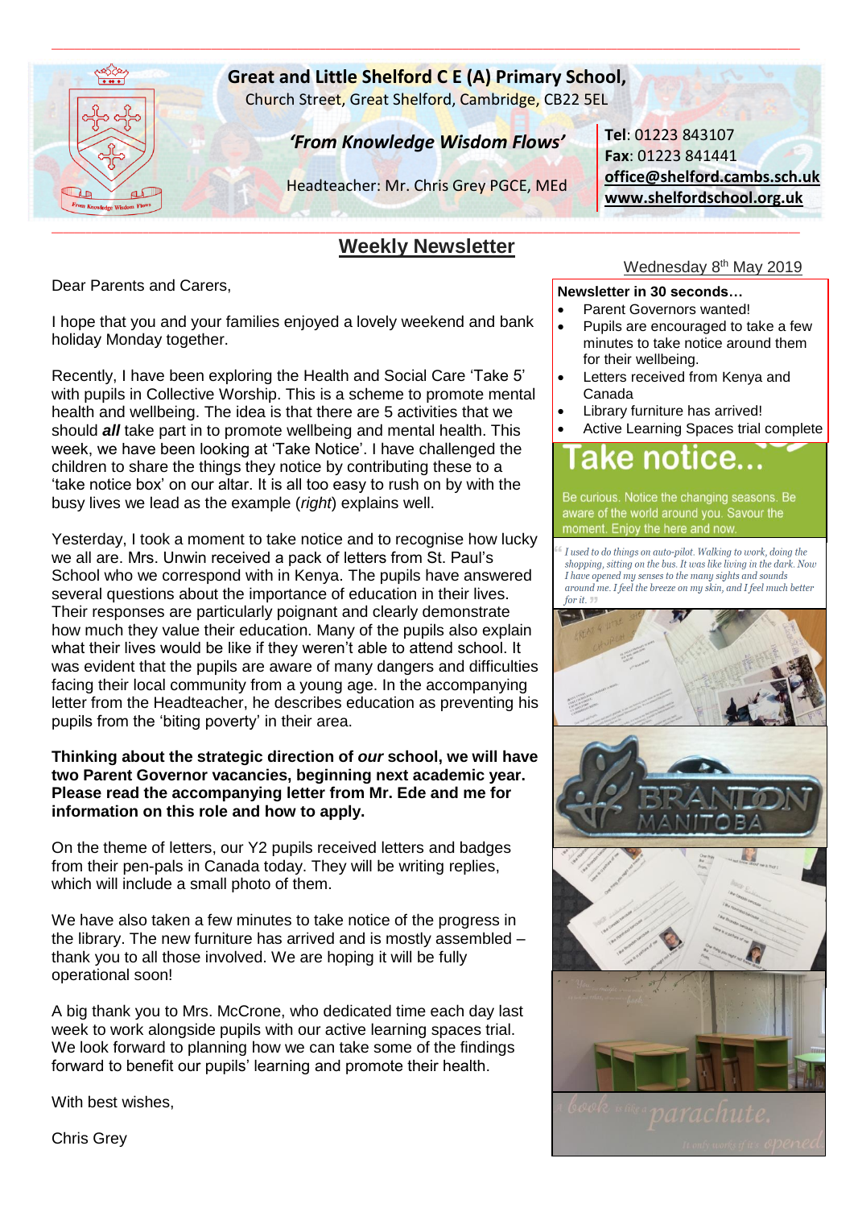# Great and Little Shelford C E (A) Primary School,

Church Street, Great Shelford, Cambridge, CB22 5EL

***'From Knowledge Wisdom Flows'***

Headteacher: Mr. Chris Grey PGCE, MEd

**Tel**: 01223 843107
**Fax**: 01223 841441
**office@shelford.cambs.sch.uk**
**www.shelfordschool.org.uk**

## Weekly Newsletter

Wednesday 8th May 2019

**Newsletter in 30 seconds…**

- Parent Governors wanted!
- Pupils are encouraged to take a few minutes to take notice around them for their wellbeing.
- Letters received from Kenya and Canada
- Library furniture has arrived!
- Active Learning Spaces trial complete

Dear Parents and Carers,

I hope that you and your families enjoyed a lovely weekend and bank holiday Monday together.

Recently, I have been exploring the Health and Social Care 'Take 5' with pupils in Collective Worship. This is a scheme to promote mental health and wellbeing. The idea is that there are 5 activities that we should ***all*** take part in to promote wellbeing and mental health. This week, we have been looking at 'Take Notice'. I have challenged the children to share the things they notice by contributing these to a 'take notice box' on our altar. It is all too easy to rush on by with the busy lives we lead as the example (*right*) explains well.

**Take notice...**

Be curious. Notice the changing seasons. Be aware of the world around you. Savour the moment. Enjoy the here and now.

*"I used to do things on auto-pilot. Walking to work, doing the shopping, sitting on the bus. It was like living in the dark. Now I have opened my senses to the many sights and sounds around me. I feel the breeze on my skin, and I feel much better for it."*

Yesterday, I took a moment to take notice and to recognise how lucky we all are. Mrs. Unwin received a pack of letters from St. Paul's School who we correspond with in Kenya. The pupils have answered several questions about the importance of education in their lives. Their responses are particularly poignant and clearly demonstrate how much they value their education. Many of the pupils also explain what their lives would be like if they weren't able to attend school. It was evident that the pupils are aware of many dangers and difficulties facing their local community from a young age. In the accompanying letter from the Headteacher, he describes education as preventing his pupils from the 'biting poverty' in their area.

**Thinking about the strategic direction of *our* school, we will have two Parent Governor vacancies, beginning next academic year. Please read the accompanying letter from Mr. Ede and me for information on this role and how to apply.**

On the theme of letters, our Y2 pupils received letters and badges from their pen-pals in Canada today. They will be writing replies, which will include a small photo of them.

We have also taken a few minutes to take notice of the progress in the library. The new furniture has arrived and is mostly assembled – thank you to all those involved. We are hoping it will be fully operational soon!

A big thank you to Mrs. McCrone, who dedicated time each day last week to work alongside pupils with our active learning spaces trial. We look forward to planning how we can take some of the findings forward to benefit our pupils' learning and promote their health.

With best wishes,

Chris Grey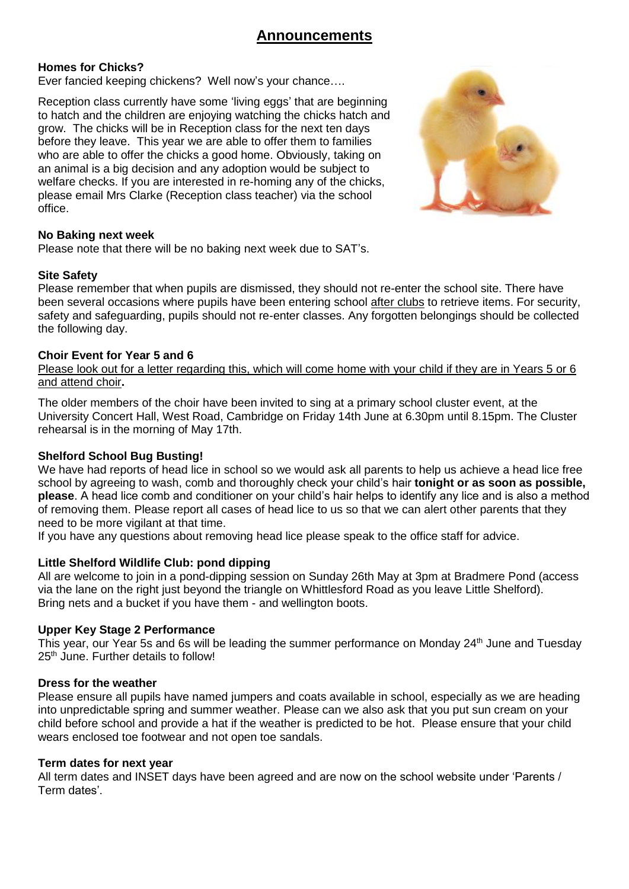# Announcements

**Homes for Chicks?**

Ever fancied keeping chickens? Well now's your chance….

Reception class currently have some 'living eggs' that are beginning to hatch and the children are enjoying watching the chicks hatch and grow. The chicks will be in Reception class for the next ten days before they leave. This year we are able to offer them to families who are able to offer the chicks a good home. Obviously, taking on an animal is a big decision and any adoption would be subject to welfare checks. If you are interested in re-homing any of the chicks, please email Mrs Clarke (Reception class teacher) via the school office.

**No Baking next week**

Please note that there will be no baking next week due to SAT's.

**Site Safety**

Please remember that when pupils are dismissed, they should not re-enter the school site. There have been several occasions where pupils have been entering school after clubs to retrieve items. For security, safety and safeguarding, pupils should not re-enter classes. Any forgotten belongings should be collected the following day.

**Choir Event for Year 5 and 6**

Please look out for a letter regarding this, which will come home with your child if they are in Years 5 or 6 and attend choir**.**

The older members of the choir have been invited to sing at a primary school cluster event, at the University Concert Hall, West Road, Cambridge on Friday 14th June at 6.30pm until 8.15pm. The Cluster rehearsal is in the morning of May 17th.

**Shelford School Bug Busting!**

We have had reports of head lice in school so we would ask all parents to help us achieve a head lice free school by agreeing to wash, comb and thoroughly check your child's hair **tonight or as soon as possible, please**. A head lice comb and conditioner on your child's hair helps to identify any lice and is also a method of removing them. Please report all cases of head lice to us so that we can alert other parents that they need to be more vigilant at that time.

If you have any questions about removing head lice please speak to the office staff for advice.

**Little Shelford Wildlife Club: pond dipping**

All are welcome to join in a pond-dipping session on Sunday 26th May at 3pm at Bradmere Pond (access via the lane on the right just beyond the triangle on Whittlesford Road as you leave Little Shelford). Bring nets and a bucket if you have them - and wellington boots.

**Upper Key Stage 2 Performance**

This year, our Year 5s and 6s will be leading the summer performance on Monday 24th June and Tuesday 25th June. Further details to follow!

**Dress for the weather**

Please ensure all pupils have named jumpers and coats available in school, especially as we are heading into unpredictable spring and summer weather. Please can we also ask that you put sun cream on your child before school and provide a hat if the weather is predicted to be hot. Please ensure that your child wears enclosed toe footwear and not open toe sandals.

**Term dates for next year**

All term dates and INSET days have been agreed and are now on the school website under 'Parents / Term dates'.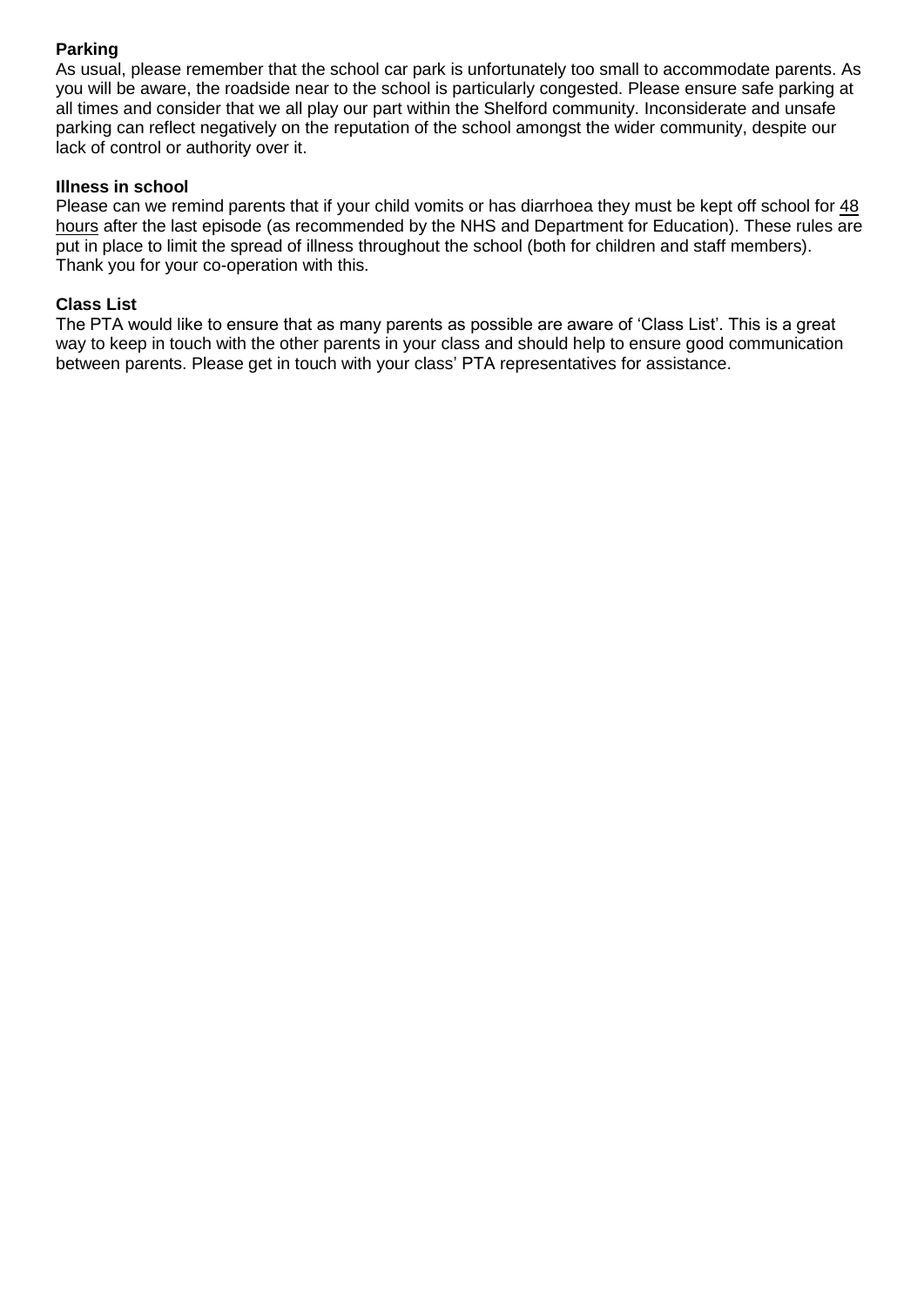**Parking**
As usual, please remember that the school car park is unfortunately too small to accommodate parents. As you will be aware, the roadside near to the school is particularly congested. Please ensure safe parking at all times and consider that we all play our part within the Shelford community. Inconsiderate and unsafe parking can reflect negatively on the reputation of the school amongst the wider community, despite our lack of control or authority over it.

**Illness in school**
Please can we remind parents that if your child vomits or has diarrhoea they must be kept off school for 48 hours after the last episode (as recommended by the NHS and Department for Education). These rules are put in place to limit the spread of illness throughout the school (both for children and staff members). Thank you for your co-operation with this.

**Class List**
The PTA would like to ensure that as many parents as possible are aware of 'Class List'. This is a great way to keep in touch with the other parents in your class and should help to ensure good communication between parents. Please get in touch with your class' PTA representatives for assistance.